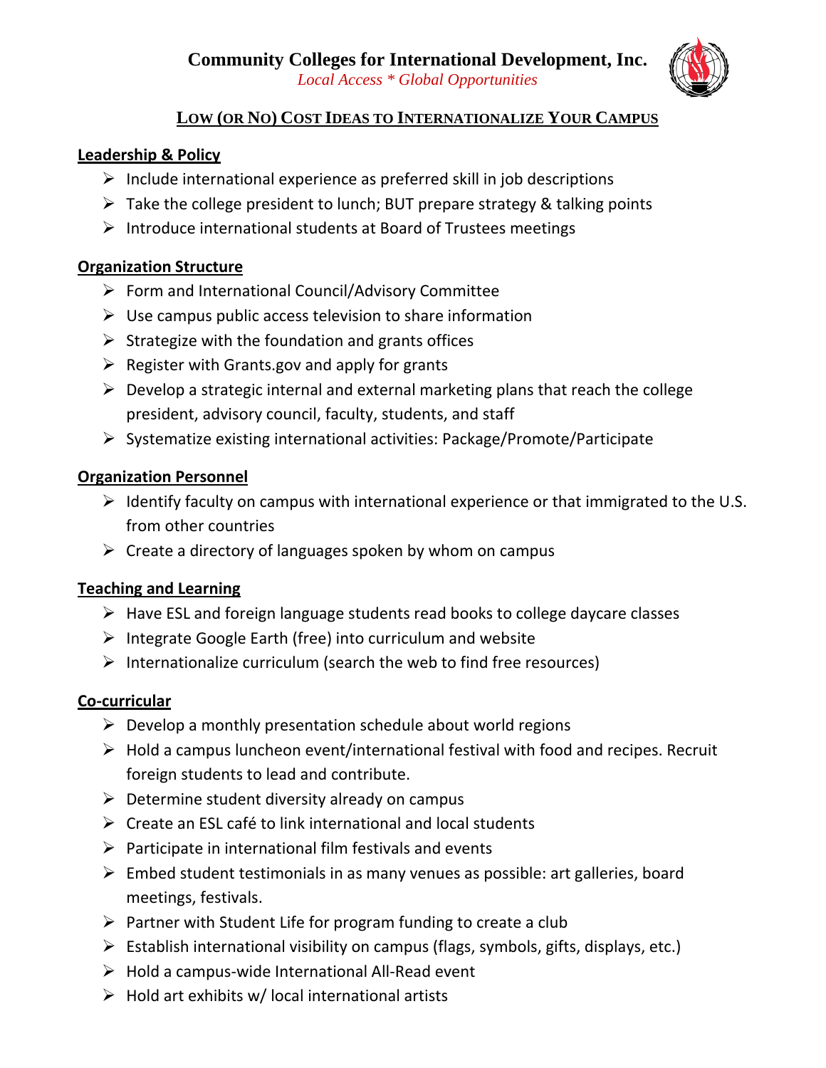# Community Colleges for International Development, Inc.

*Local Access * Global Opportunities*

## LOW (OR NO) COST IDEAS TO INTERNATIONALIZE YOUR CAMPUS

### Leadership & Policy

- Include international experience as preferred skill in job descriptions
- Take the college president to lunch; BUT prepare strategy & talking points
- Introduce international students at Board of Trustees meetings

### Organization Structure

- Form and International Council/Advisory Committee
- Use campus public access television to share information
- Strategize with the foundation and grants offices
- Register with Grants.gov and apply for grants
- Develop a strategic internal and external marketing plans that reach the college president, advisory council, faculty, students, and staff
- Systematize existing international activities: Package/Promote/Participate

### Organization Personnel

- Identify faculty on campus with international experience or that immigrated to the U.S. from other countries
- Create a directory of languages spoken by whom on campus

### Teaching and Learning

- Have ESL and foreign language students read books to college daycare classes
- Integrate Google Earth (free) into curriculum and website
- Internationalize curriculum (search the web to find free resources)

### Co-curricular

- Develop a monthly presentation schedule about world regions
- Hold a campus luncheon event/international festival with food and recipes. Recruit foreign students to lead and contribute.
- Determine student diversity already on campus
- Create an ESL café to link international and local students
- Participate in international film festivals and events
- Embed student testimonials in as many venues as possible: art galleries, board meetings, festivals.
- Partner with Student Life for program funding to create a club
- Establish international visibility on campus (flags, symbols, gifts, displays, etc.)
- Hold a campus-wide International All-Read event
- Hold art exhibits w/ local international artists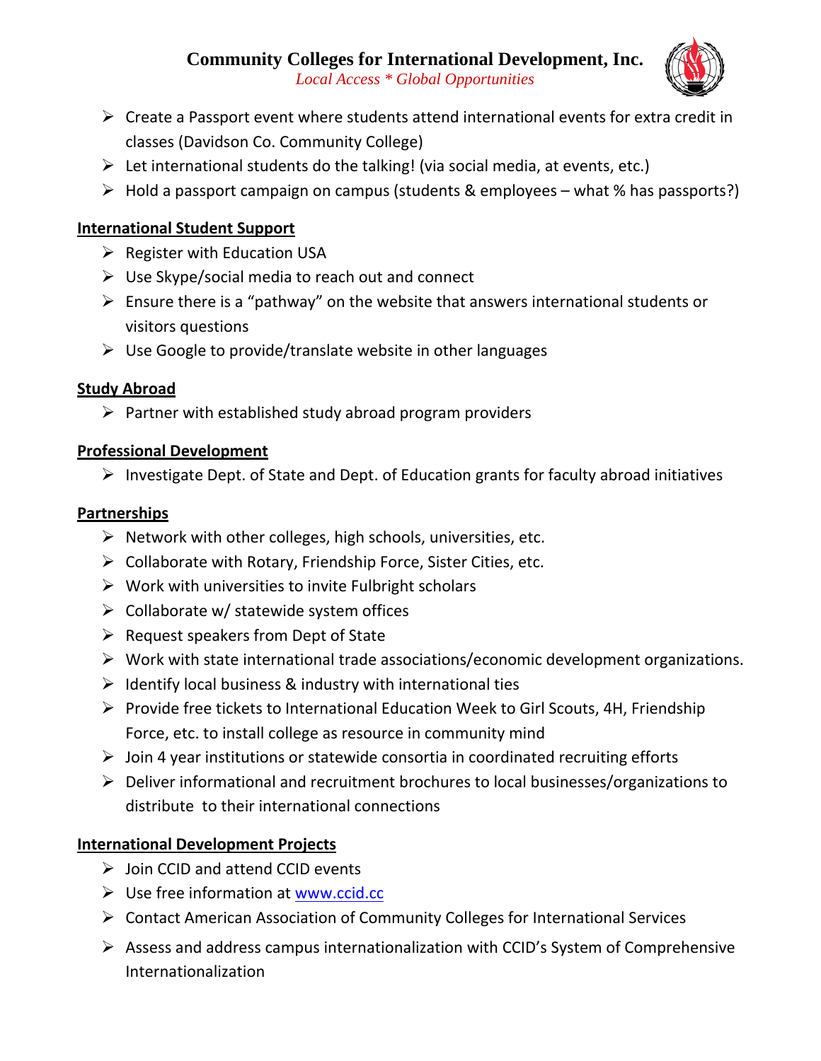- Create a Passport event where students attend international events for extra credit in classes (Davidson Co. Community College)
- Let international students do the talking! (via social media, at events, etc.)
- Hold a passport campaign on campus (students & employees – what % has passports?)

**International Student Support**

- Register with Education USA
- Use Skype/social media to reach out and connect
- Ensure there is a "pathway" on the website that answers international students or visitors questions
- Use Google to provide/translate website in other languages

**Study Abroad**

- Partner with established study abroad program providers

**Professional Development**

- Investigate Dept. of State and Dept. of Education grants for faculty abroad initiatives

**Partnerships**

- Network with other colleges, high schools, universities, etc.
- Collaborate with Rotary, Friendship Force, Sister Cities, etc.
- Work with universities to invite Fulbright scholars
- Collaborate w/ statewide system offices
- Request speakers from Dept of State
- Work with state international trade associations/economic development organizations.
- Identify local business & industry with international ties
- Provide free tickets to International Education Week to Girl Scouts, 4H, Friendship Force, etc. to install college as resource in community mind
- Join 4 year institutions or statewide consortia in coordinated recruiting efforts
- Deliver informational and recruitment brochures to local businesses/organizations to distribute to their international connections

**International Development Projects**

- Join CCID and attend CCID events
- Use free information at www.ccid.cc
- Contact American Association of Community Colleges for International Services
- Assess and address campus internationalization with CCID's System of Comprehensive Internationalization